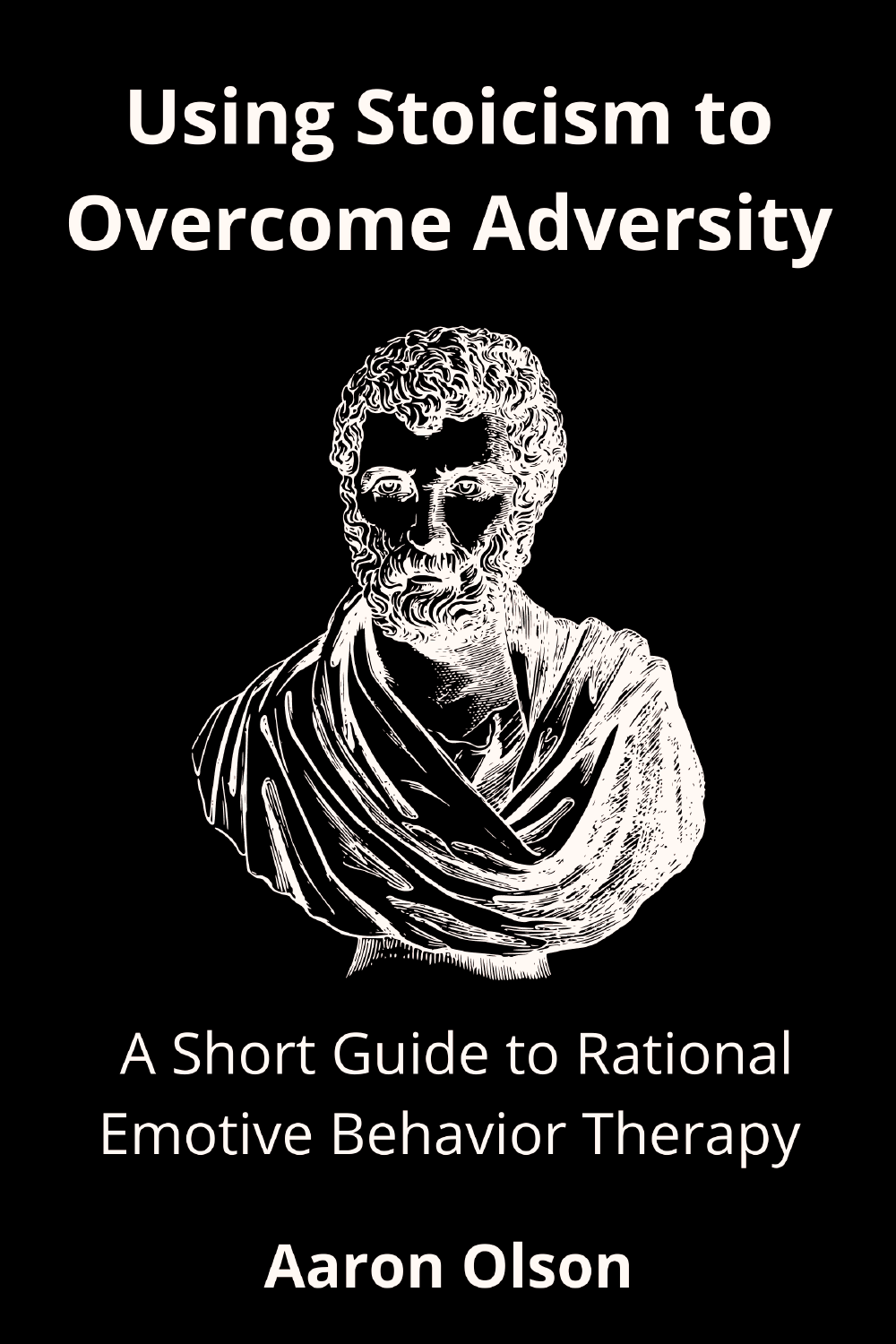# Using Stoicism to Overcome Adversity

A Short Guide to Rational Emotive Behavior Therapy

**Aaron Olson**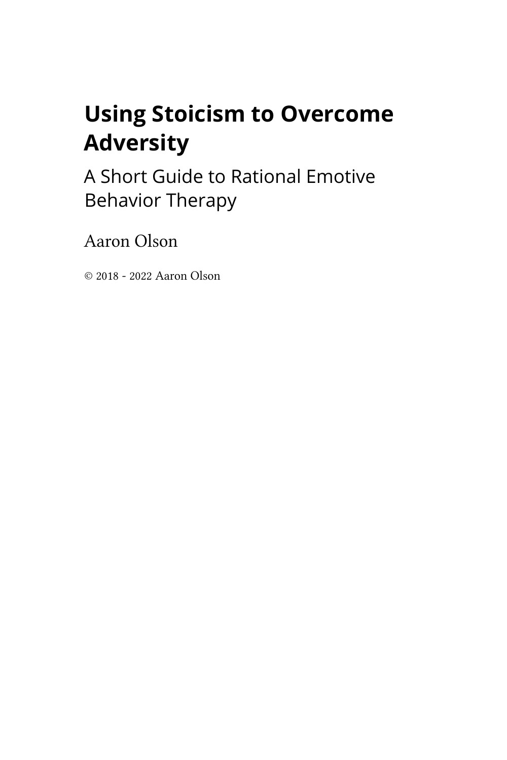# Using Stoicism to Overcome Adversity

## A Short Guide to Rational Emotive Behavior Therapy

Aaron Olson

© 2018 - 2022 Aaron Olson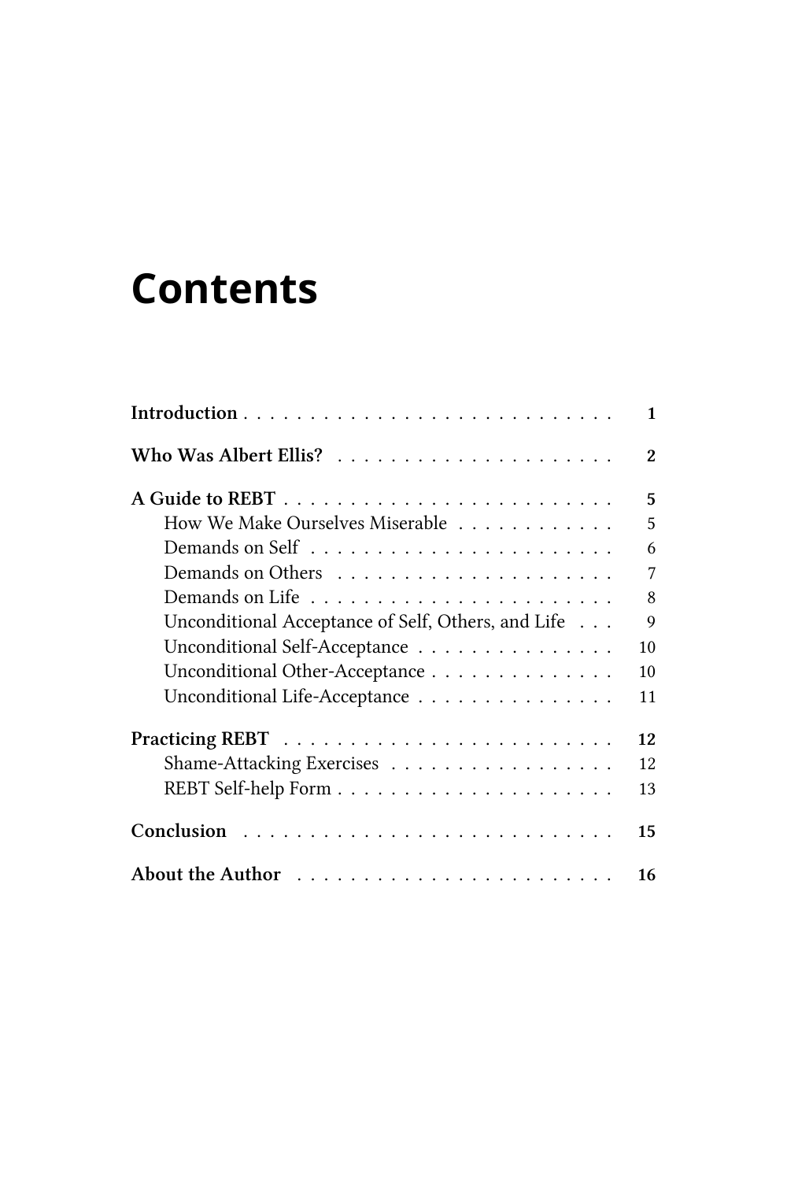# Contents

**Introduction** . . . . . . . . . . . . . . . . . . . . . . . . . . . . **1**

**Who Was Albert Ellis?** . . . . . . . . . . . . . . . . . . . . . **2**

**A Guide to REBT** . . . . . . . . . . . . . . . . . . . . . . . . . **5**
- How We Make Ourselves Miserable . . . . . . . . . . . . 5
- Demands on Self . . . . . . . . . . . . . . . . . . . . . . . 6
- Demands on Others . . . . . . . . . . . . . . . . . . . . . 7
- Demands on Life . . . . . . . . . . . . . . . . . . . . . . . 8
- Unconditional Acceptance of Self, Others, and Life . . . 9
- Unconditional Self-Acceptance . . . . . . . . . . . . . . . 10
- Unconditional Other-Acceptance . . . . . . . . . . . . . . 10
- Unconditional Life-Acceptance . . . . . . . . . . . . . . . 11

**Practicing REBT** . . . . . . . . . . . . . . . . . . . . . . . . . **12**
- Shame-Attacking Exercises . . . . . . . . . . . . . . . . . 12
- REBT Self-help Form . . . . . . . . . . . . . . . . . . . . . 13

**Conclusion** . . . . . . . . . . . . . . . . . . . . . . . . . . . . **15**

**About the Author** . . . . . . . . . . . . . . . . . . . . . . . . **16**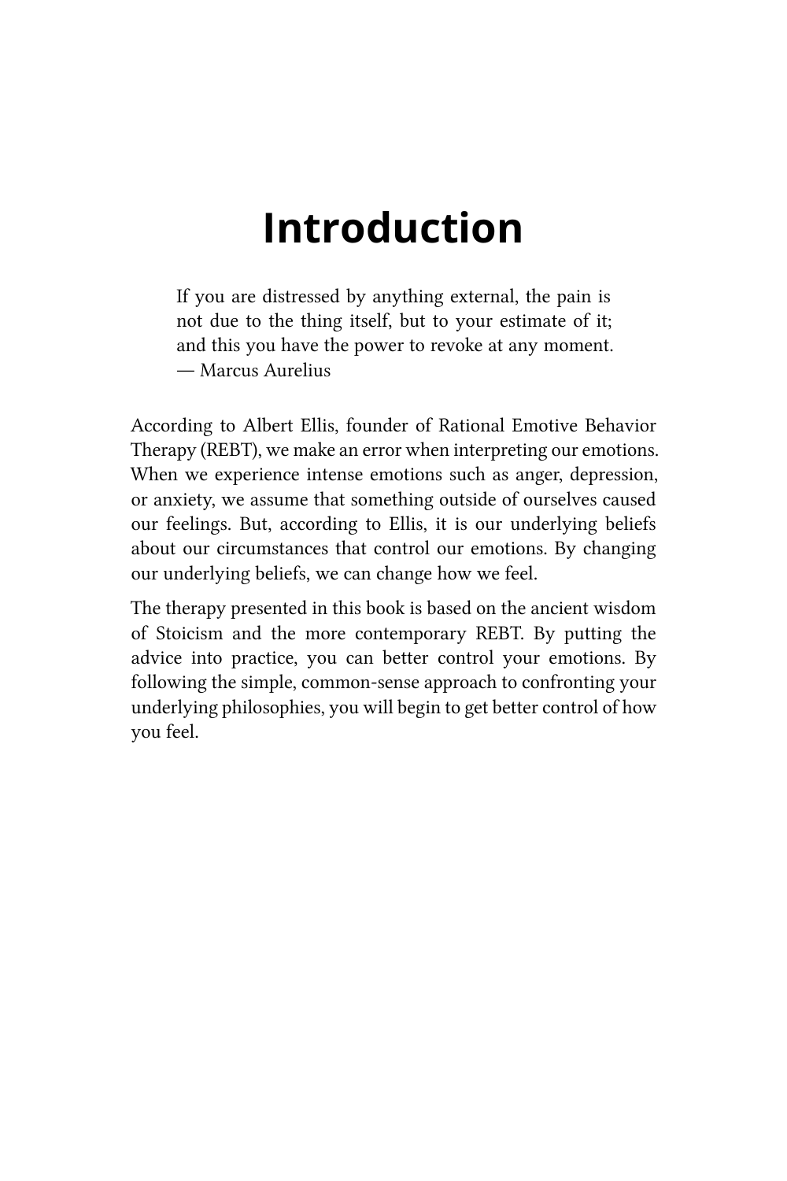# Introduction

> If you are distressed by anything external, the pain is not due to the thing itself, but to your estimate of it; and this you have the power to revoke at any moment.
> — Marcus Aurelius

According to Albert Ellis, founder of Rational Emotive Behavior Therapy (REBT), we make an error when interpreting our emotions. When we experience intense emotions such as anger, depression, or anxiety, we assume that something outside of ourselves caused our feelings. But, according to Ellis, it is our underlying beliefs about our circumstances that control our emotions. By changing our underlying beliefs, we can change how we feel.

The therapy presented in this book is based on the ancient wisdom of Stoicism and the more contemporary REBT. By putting the advice into practice, you can better control your emotions. By following the simple, common-sense approach to confronting your underlying philosophies, you will begin to get better control of how you feel.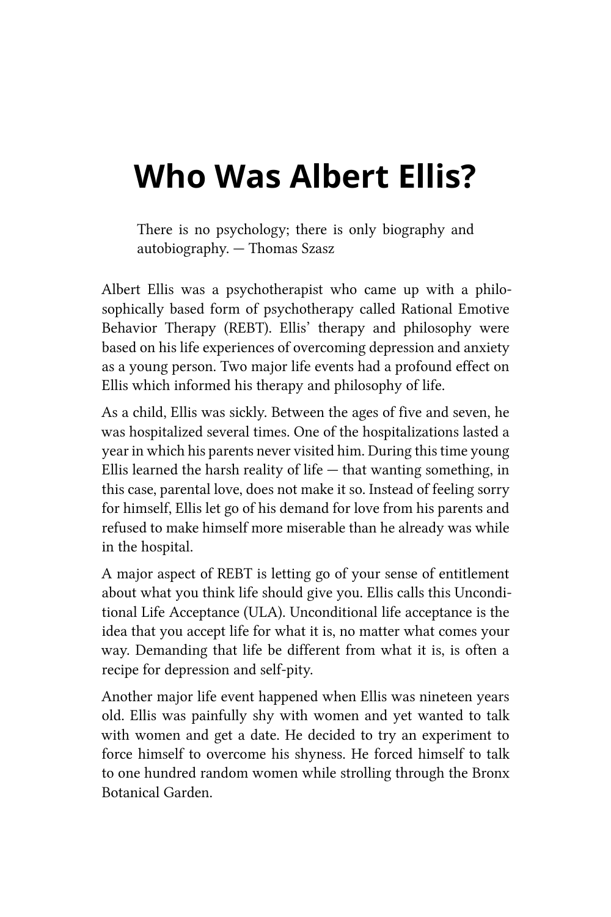# Who Was Albert Ellis?

> There is no psychology; there is only biography and autobiography. — Thomas Szasz

Albert Ellis was a psychotherapist who came up with a philosophically based form of psychotherapy called Rational Emotive Behavior Therapy (REBT). Ellis' therapy and philosophy were based on his life experiences of overcoming depression and anxiety as a young person. Two major life events had a profound effect on Ellis which informed his therapy and philosophy of life.

As a child, Ellis was sickly. Between the ages of five and seven, he was hospitalized several times. One of the hospitalizations lasted a year in which his parents never visited him. During this time young Ellis learned the harsh reality of life — that wanting something, in this case, parental love, does not make it so. Instead of feeling sorry for himself, Ellis let go of his demand for love from his parents and refused to make himself more miserable than he already was while in the hospital.

A major aspect of REBT is letting go of your sense of entitlement about what you think life should give you. Ellis calls this Unconditional Life Acceptance (ULA). Unconditional life acceptance is the idea that you accept life for what it is, no matter what comes your way. Demanding that life be different from what it is, is often a recipe for depression and self-pity.

Another major life event happened when Ellis was nineteen years old. Ellis was painfully shy with women and yet wanted to talk with women and get a date. He decided to try an experiment to force himself to overcome his shyness. He forced himself to talk to one hundred random women while strolling through the Bronx Botanical Garden.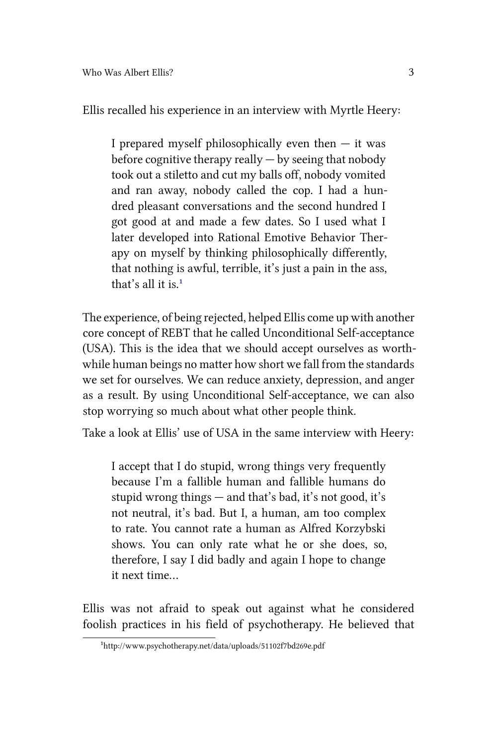Ellis recalled his experience in an interview with Myrtle Heery:

> I prepared myself philosophically even then — it was before cognitive therapy really — by seeing that nobody took out a stiletto and cut my balls off, nobody vomited and ran away, nobody called the cop. I had a hundred pleasant conversations and the second hundred I got good at and made a few dates. So I used what I later developed into Rational Emotive Behavior Therapy on myself by thinking philosophically differently, that nothing is awful, terrible, it's just a pain in the ass, that's all it is.[1]

The experience, of being rejected, helped Ellis come up with another core concept of REBT that he called Unconditional Self-acceptance (USA). This is the idea that we should accept ourselves as worthwhile human beings no matter how short we fall from the standards we set for ourselves. We can reduce anxiety, depression, and anger as a result. By using Unconditional Self-acceptance, we can also stop worrying so much about what other people think.

Take a look at Ellis' use of USA in the same interview with Heery:

> I accept that I do stupid, wrong things very frequently because I'm a fallible human and fallible humans do stupid wrong things — and that's bad, it's not good, it's not neutral, it's bad. But I, a human, am too complex to rate. You cannot rate a human as Alfred Korzybski shows. You can only rate what he or she does, so, therefore, I say I did badly and again I hope to change it next time…

Ellis was not afraid to speak out against what he considered foolish practices in his field of psychotherapy. He believed that

[1] http://www.psychotherapy.net/data/uploads/51102f7bd269e.pdf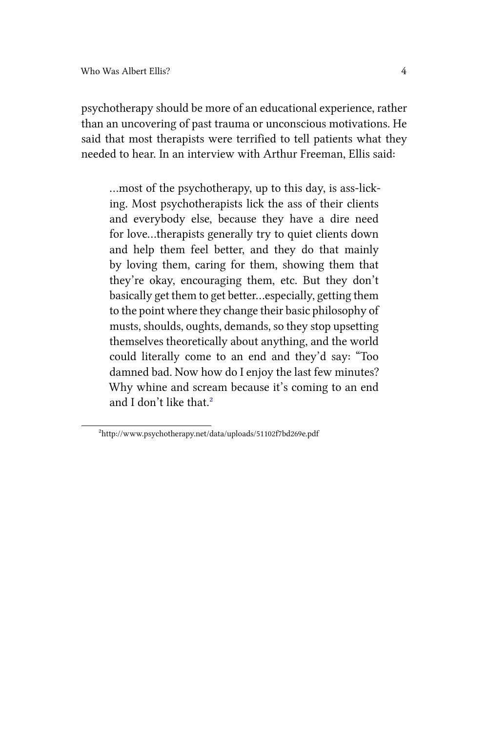psychotherapy should be more of an educational experience, rather than an uncovering of past trauma or unconscious motivations. He said that most therapists were terrified to tell patients what they needed to hear. In an interview with Arthur Freeman, Ellis said:

> …most of the psychotherapy, up to this day, is ass-licking. Most psychotherapists lick the ass of their clients and everybody else, because they have a dire need for love…therapists generally try to quiet clients down and help them feel better, and they do that mainly by loving them, caring for them, showing them that they're okay, encouraging them, etc. But they don't basically get them to get better…especially, getting them to the point where they change their basic philosophy of musts, shoulds, oughts, demands, so they stop upsetting themselves theoretically about anything, and the world could literally come to an end and they'd say: "Too damned bad. Now how do I enjoy the last few minutes? Why whine and scream because it's coming to an end and I don't like that.[2]

[2]http://www.psychotherapy.net/data/uploads/51102f7bd269e.pdf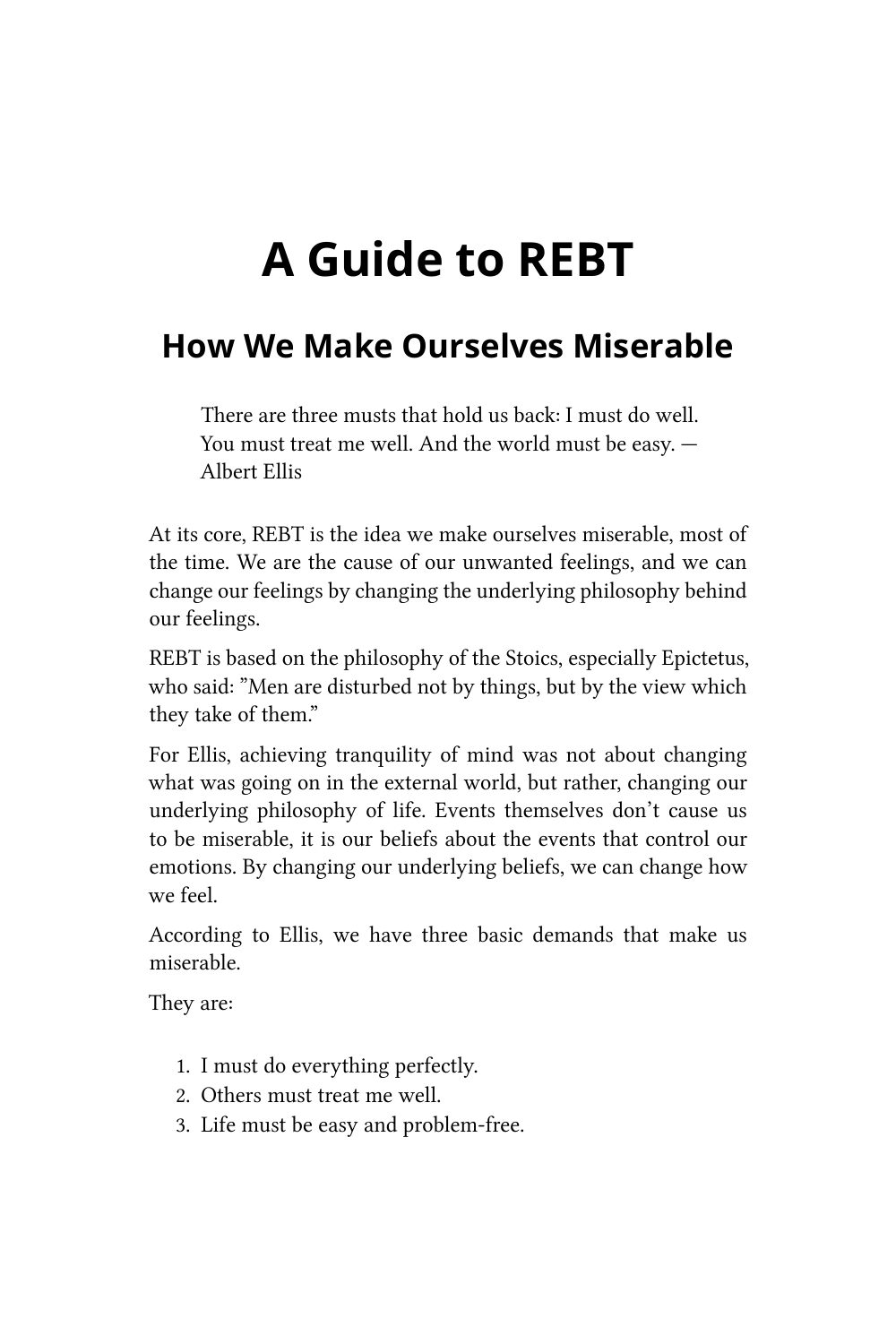# A Guide to REBT

## How We Make Ourselves Miserable

> There are three musts that hold us back: I must do well. You must treat me well. And the world must be easy. — Albert Ellis

At its core, REBT is the idea we make ourselves miserable, most of the time. We are the cause of our unwanted feelings, and we can change our feelings by changing the underlying philosophy behind our feelings.

REBT is based on the philosophy of the Stoics, especially Epictetus, who said: ”Men are disturbed not by things, but by the view which they take of them.”

For Ellis, achieving tranquility of mind was not about changing what was going on in the external world, but rather, changing our underlying philosophy of life. Events themselves don’t cause us to be miserable, it is our beliefs about the events that control our emotions. By changing our underlying beliefs, we can change how we feel.

According to Ellis, we have three basic demands that make us miserable.

They are:

1. I must do everything perfectly.
2. Others must treat me well.
3. Life must be easy and problem-free.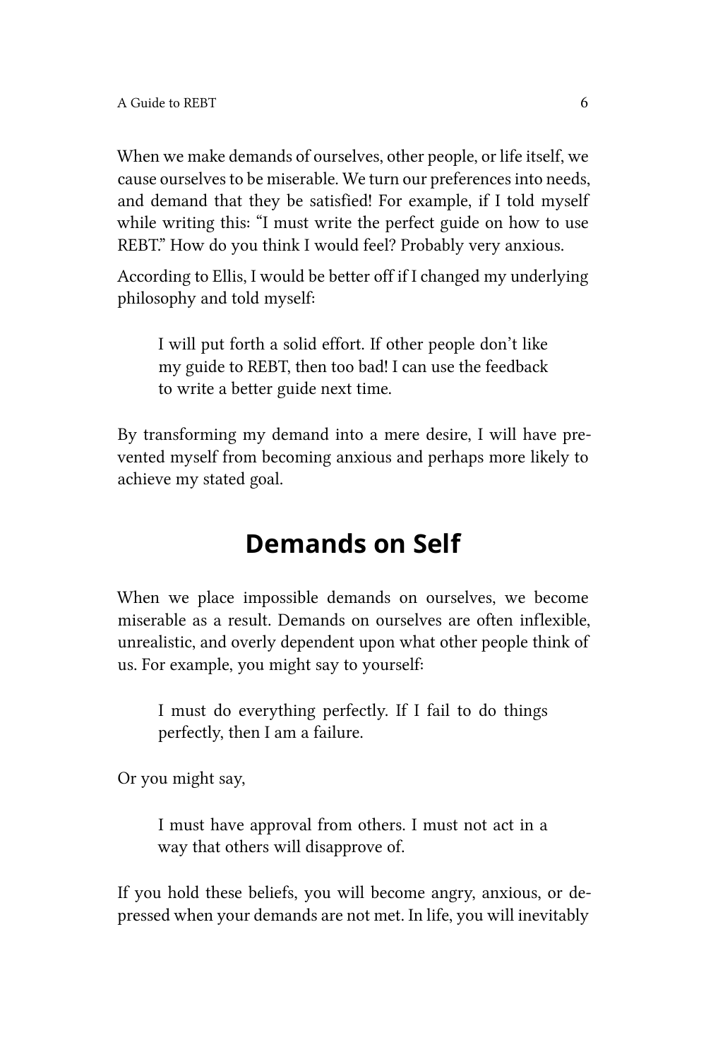When we make demands of ourselves, other people, or life itself, we cause ourselves to be miserable. We turn our preferences into needs, and demand that they be satisfied! For example, if I told myself while writing this: "I must write the perfect guide on how to use REBT." How do you think I would feel? Probably very anxious.

According to Ellis, I would be better off if I changed my underlying philosophy and told myself:

> I will put forth a solid effort. If other people don't like my guide to REBT, then too bad! I can use the feedback to write a better guide next time.

By transforming my demand into a mere desire, I will have prevented myself from becoming anxious and perhaps more likely to achieve my stated goal.

## Demands on Self

When we place impossible demands on ourselves, we become miserable as a result. Demands on ourselves are often inflexible, unrealistic, and overly dependent upon what other people think of us. For example, you might say to yourself:

> I must do everything perfectly. If I fail to do things perfectly, then I am a failure.

Or you might say,

> I must have approval from others. I must not act in a way that others will disapprove of.

If you hold these beliefs, you will become angry, anxious, or depressed when your demands are not met. In life, you will inevitably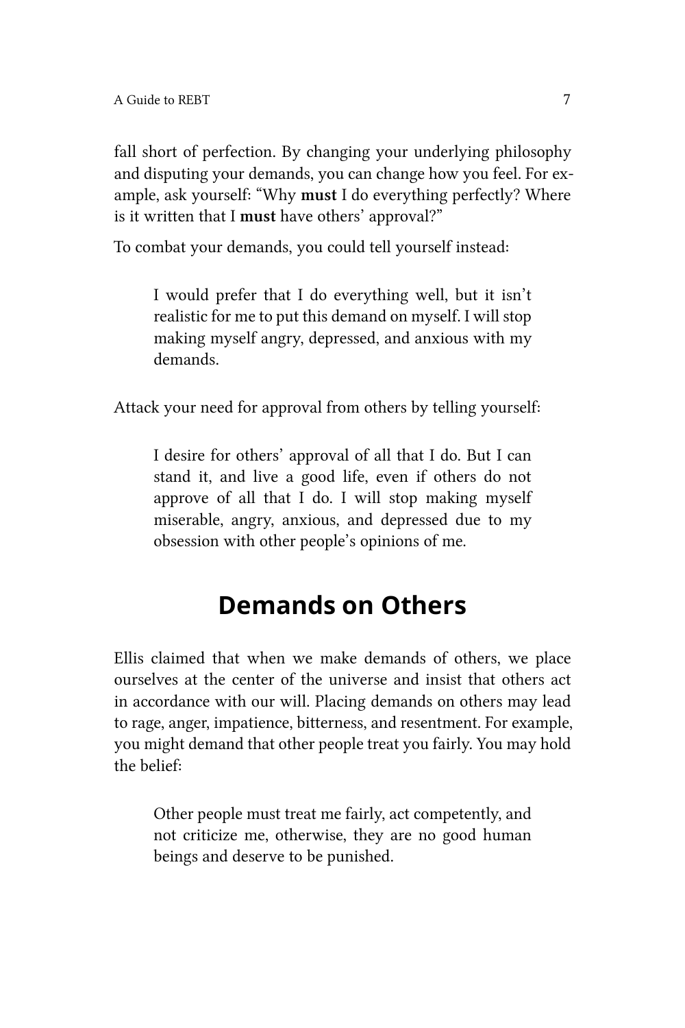fall short of perfection. By changing your underlying philosophy and disputing your demands, you can change how you feel. For example, ask yourself: "Why **must** I do everything perfectly? Where is it written that I **must** have others' approval?"

To combat your demands, you could tell yourself instead:

> I would prefer that I do everything well, but it isn't realistic for me to put this demand on myself. I will stop making myself angry, depressed, and anxious with my demands.

Attack your need for approval from others by telling yourself:

> I desire for others' approval of all that I do. But I can stand it, and live a good life, even if others do not approve of all that I do. I will stop making myself miserable, angry, anxious, and depressed due to my obsession with other people's opinions of me.

## Demands on Others

Ellis claimed that when we make demands of others, we place ourselves at the center of the universe and insist that others act in accordance with our will. Placing demands on others may lead to rage, anger, impatience, bitterness, and resentment. For example, you might demand that other people treat you fairly. You may hold the belief:

> Other people must treat me fairly, act competently, and not criticize me, otherwise, they are no good human beings and deserve to be punished.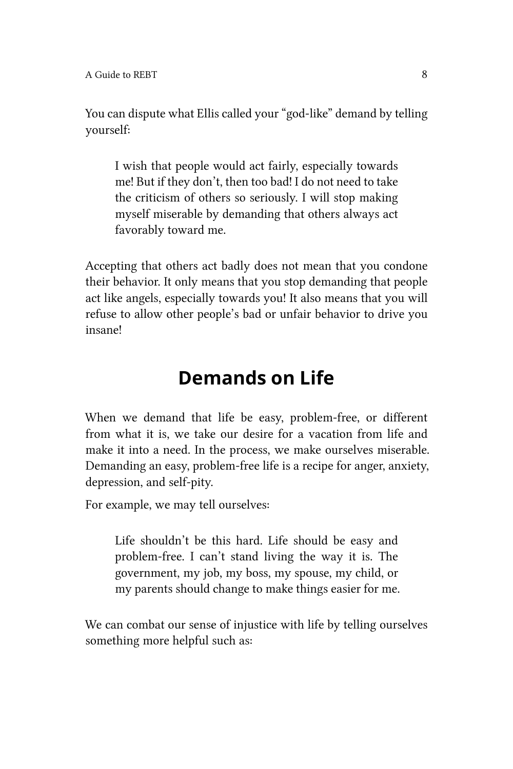You can dispute what Ellis called your "god-like" demand by telling yourself:

> I wish that people would act fairly, especially towards me! But if they don't, then too bad! I do not need to take the criticism of others so seriously. I will stop making myself miserable by demanding that others always act favorably toward me.

Accepting that others act badly does not mean that you condone their behavior. It only means that you stop demanding that people act like angels, especially towards you! It also means that you will refuse to allow other people's bad or unfair behavior to drive you insane!

## Demands on Life

When we demand that life be easy, problem-free, or different from what it is, we take our desire for a vacation from life and make it into a need. In the process, we make ourselves miserable. Demanding an easy, problem-free life is a recipe for anger, anxiety, depression, and self-pity.

For example, we may tell ourselves:

> Life shouldn't be this hard. Life should be easy and problem-free. I can't stand living the way it is. The government, my job, my boss, my spouse, my child, or my parents should change to make things easier for me.

We can combat our sense of injustice with life by telling ourselves something more helpful such as: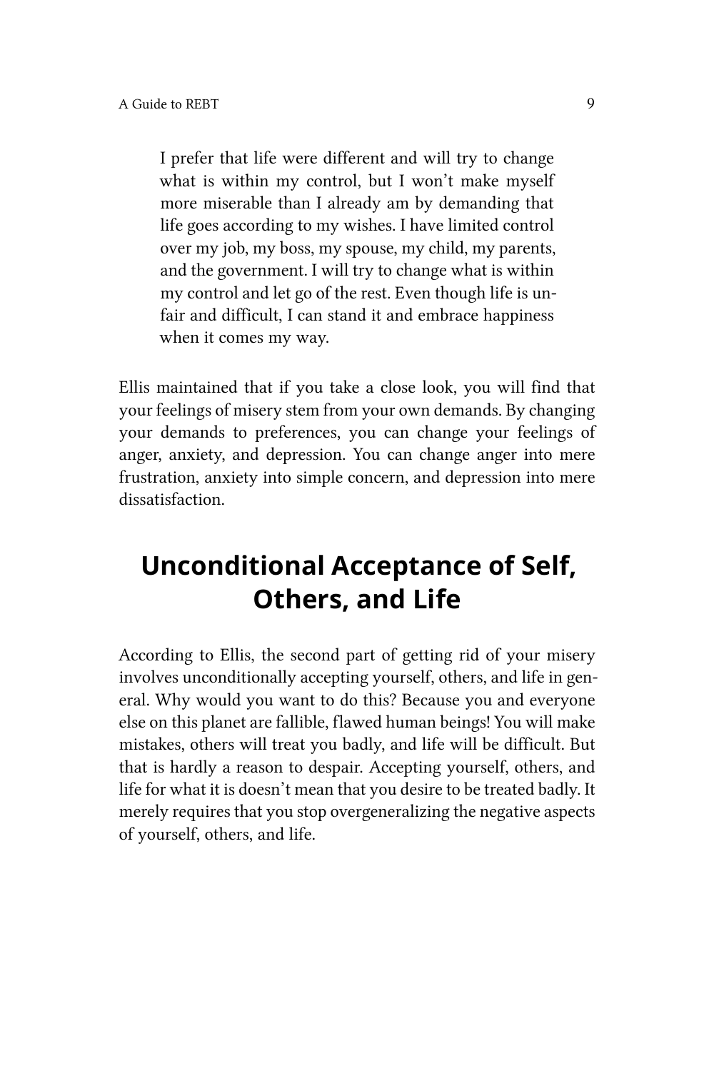> I prefer that life were different and will try to change what is within my control, but I won't make myself more miserable than I already am by demanding that life goes according to my wishes. I have limited control over my job, my boss, my spouse, my child, my parents, and the government. I will try to change what is within my control and let go of the rest. Even though life is unfair and difficult, I can stand it and embrace happiness when it comes my way.

Ellis maintained that if you take a close look, you will find that your feelings of misery stem from your own demands. By changing your demands to preferences, you can change your feelings of anger, anxiety, and depression. You can change anger into mere frustration, anxiety into simple concern, and depression into mere dissatisfaction.

## Unconditional Acceptance of Self, Others, and Life

According to Ellis, the second part of getting rid of your misery involves unconditionally accepting yourself, others, and life in general. Why would you want to do this? Because you and everyone else on this planet are fallible, flawed human beings! You will make mistakes, others will treat you badly, and life will be difficult. But that is hardly a reason to despair. Accepting yourself, others, and life for what it is doesn't mean that you desire to be treated badly. It merely requires that you stop overgeneralizing the negative aspects of yourself, others, and life.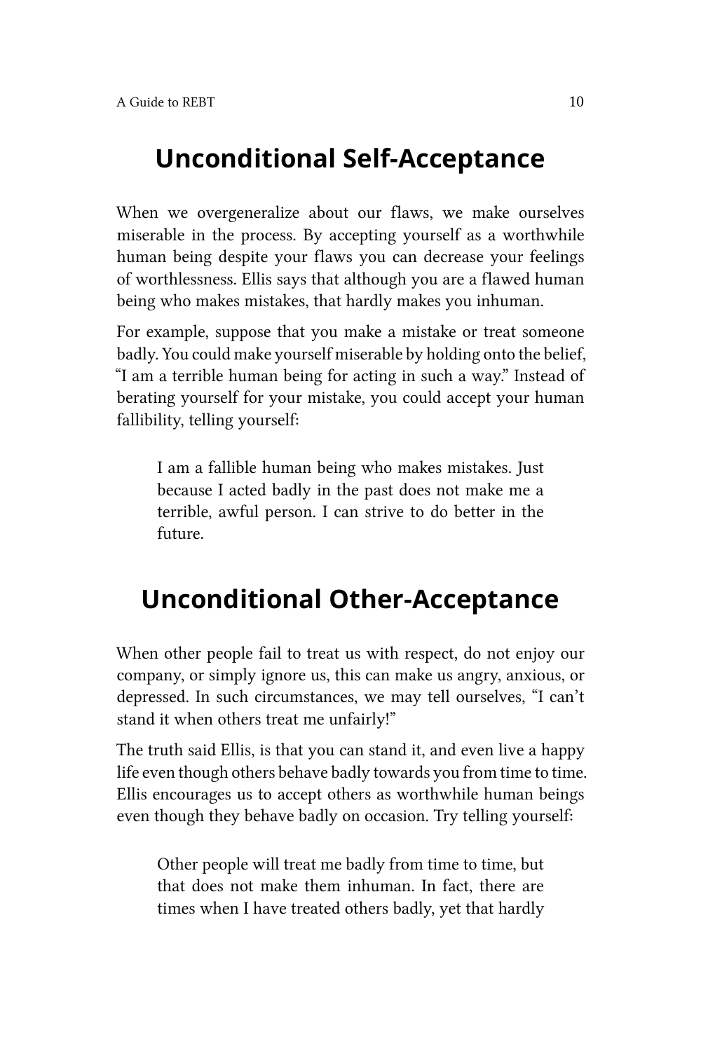## Unconditional Self-Acceptance

When we overgeneralize about our flaws, we make ourselves miserable in the process. By accepting yourself as a worthwhile human being despite your flaws you can decrease your feelings of worthlessness. Ellis says that although you are a flawed human being who makes mistakes, that hardly makes you inhuman.

For example, suppose that you make a mistake or treat someone badly. You could make yourself miserable by holding onto the belief, "I am a terrible human being for acting in such a way." Instead of berating yourself for your mistake, you could accept your human fallibility, telling yourself:

> I am a fallible human being who makes mistakes. Just because I acted badly in the past does not make me a terrible, awful person. I can strive to do better in the future.

## Unconditional Other-Acceptance

When other people fail to treat us with respect, do not enjoy our company, or simply ignore us, this can make us angry, anxious, or depressed. In such circumstances, we may tell ourselves, "I can't stand it when others treat me unfairly!"

The truth said Ellis, is that you can stand it, and even live a happy life even though others behave badly towards you from time to time. Ellis encourages us to accept others as worthwhile human beings even though they behave badly on occasion. Try telling yourself:

> Other people will treat me badly from time to time, but that does not make them inhuman. In fact, there are times when I have treated others badly, yet that hardly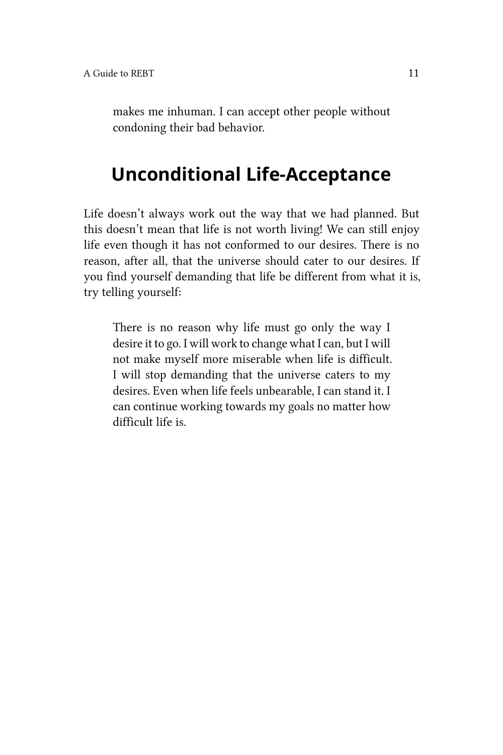> makes me inhuman. I can accept other people without condoning their bad behavior.

## Unconditional Life-Acceptance

Life doesn't always work out the way that we had planned. But this doesn't mean that life is not worth living! We can still enjoy life even though it has not conformed to our desires. There is no reason, after all, that the universe should cater to our desires. If you find yourself demanding that life be different from what it is, try telling yourself:

> There is no reason why life must go only the way I desire it to go. I will work to change what I can, but I will not make myself more miserable when life is difficult. I will stop demanding that the universe caters to my desires. Even when life feels unbearable, I can stand it. I can continue working towards my goals no matter how difficult life is.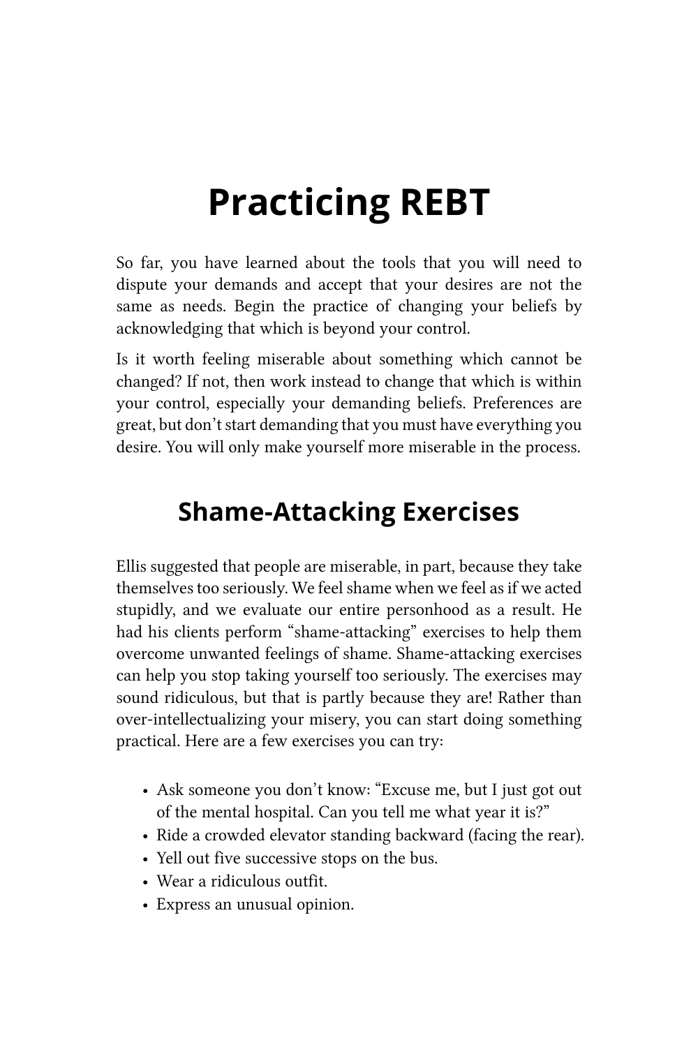# Practicing REBT

So far, you have learned about the tools that you will need to dispute your demands and accept that your desires are not the same as needs. Begin the practice of changing your beliefs by acknowledging that which is beyond your control.

Is it worth feeling miserable about something which cannot be changed? If not, then work instead to change that which is within your control, especially your demanding beliefs. Preferences are great, but don't start demanding that you must have everything you desire. You will only make yourself more miserable in the process.

## Shame-Attacking Exercises

Ellis suggested that people are miserable, in part, because they take themselves too seriously. We feel shame when we feel as if we acted stupidly, and we evaluate our entire personhood as a result. He had his clients perform "shame-attacking" exercises to help them overcome unwanted feelings of shame. Shame-attacking exercises can help you stop taking yourself too seriously. The exercises may sound ridiculous, but that is partly because they are! Rather than over-intellectualizing your misery, you can start doing something practical. Here are a few exercises you can try:

- Ask someone you don't know: "Excuse me, but I just got out of the mental hospital. Can you tell me what year it is?"
- Ride a crowded elevator standing backward (facing the rear).
- Yell out five successive stops on the bus.
- Wear a ridiculous outfit.
- Express an unusual opinion.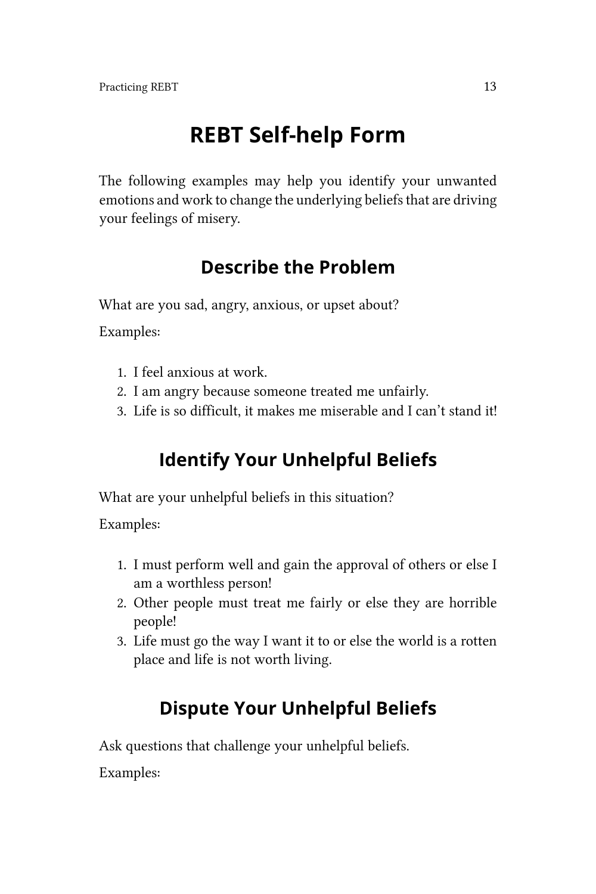# REBT Self-help Form

The following examples may help you identify your unwanted emotions and work to change the underlying beliefs that are driving your feelings of misery.

## Describe the Problem

What are you sad, angry, anxious, or upset about?

Examples:

1. I feel anxious at work.
2. I am angry because someone treated me unfairly.
3. Life is so difficult, it makes me miserable and I can't stand it!

## Identify Your Unhelpful Beliefs

What are your unhelpful beliefs in this situation?

Examples:

1. I must perform well and gain the approval of others or else I am a worthless person!
2. Other people must treat me fairly or else they are horrible people!
3. Life must go the way I want it to or else the world is a rotten place and life is not worth living.

## Dispute Your Unhelpful Beliefs

Ask questions that challenge your unhelpful beliefs.

Examples: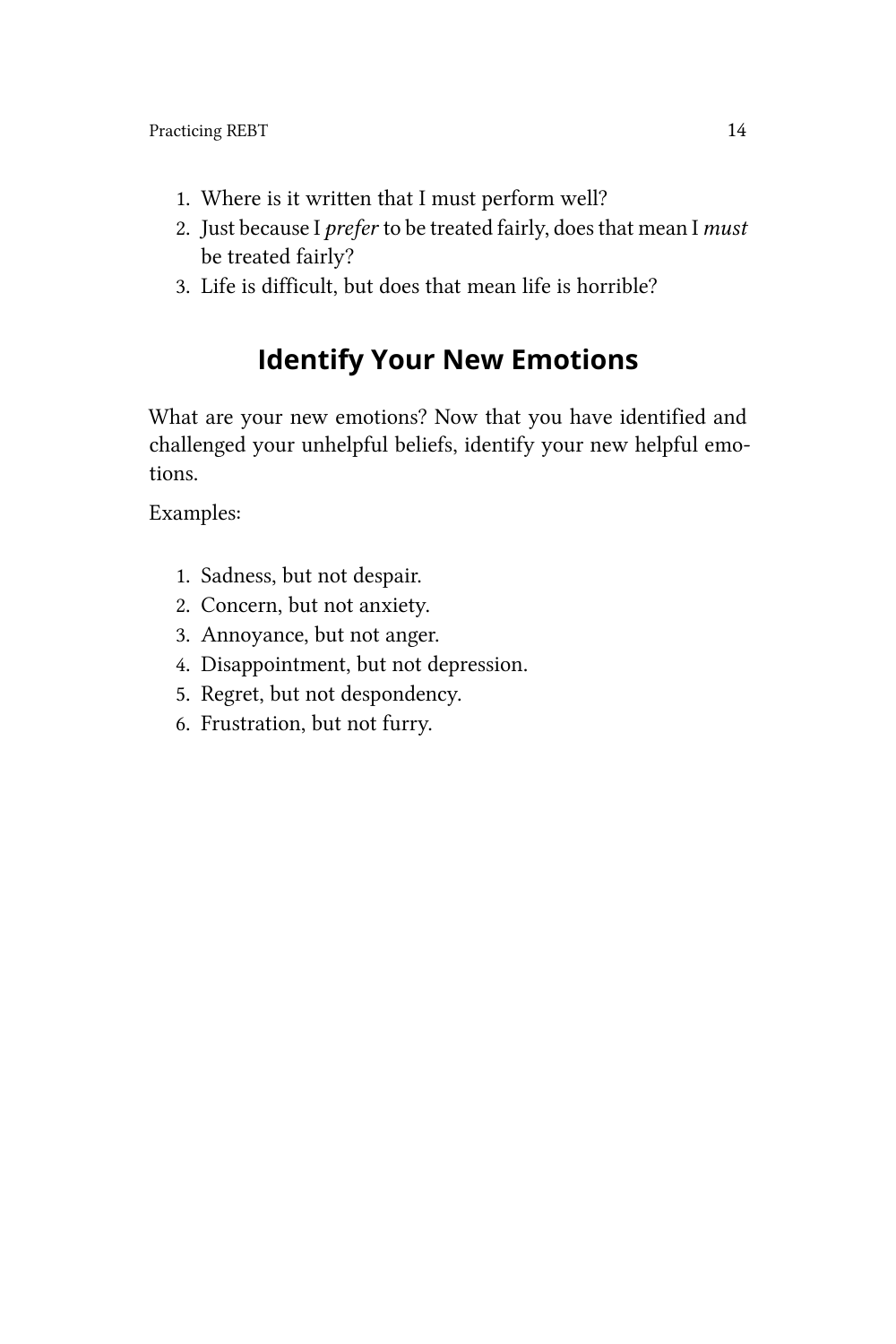1. Where is it written that I must perform well?
2. Just because I *prefer* to be treated fairly, does that mean I *must* be treated fairly?
3. Life is difficult, but does that mean life is horrible?

## Identify Your New Emotions

What are your new emotions? Now that you have identified and challenged your unhelpful beliefs, identify your new helpful emotions.

Examples:

1. Sadness, but not despair.
2. Concern, but not anxiety.
3. Annoyance, but not anger.
4. Disappointment, but not depression.
5. Regret, but not despondency.
6. Frustration, but not furry.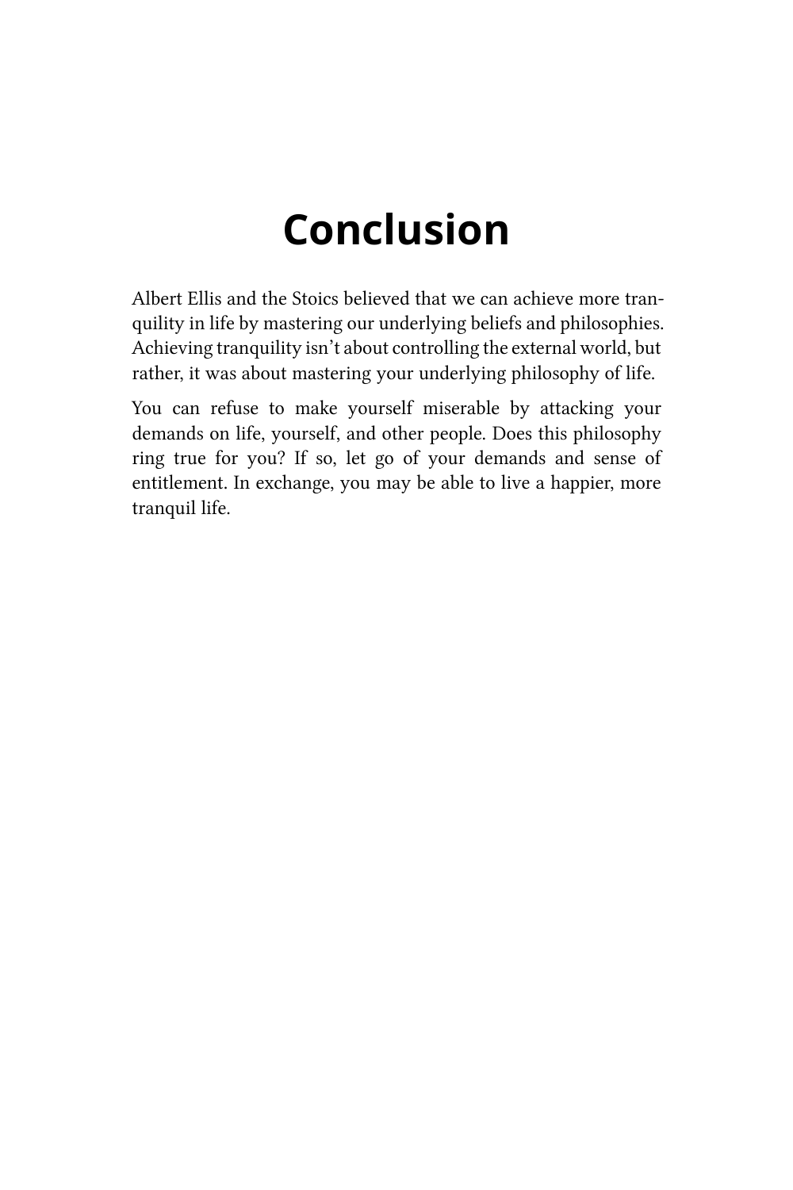# Conclusion

Albert Ellis and the Stoics believed that we can achieve more tranquility in life by mastering our underlying beliefs and philosophies. Achieving tranquility isn't about controlling the external world, but rather, it was about mastering your underlying philosophy of life.

You can refuse to make yourself miserable by attacking your demands on life, yourself, and other people. Does this philosophy ring true for you? If so, let go of your demands and sense of entitlement. In exchange, you may be able to live a happier, more tranquil life.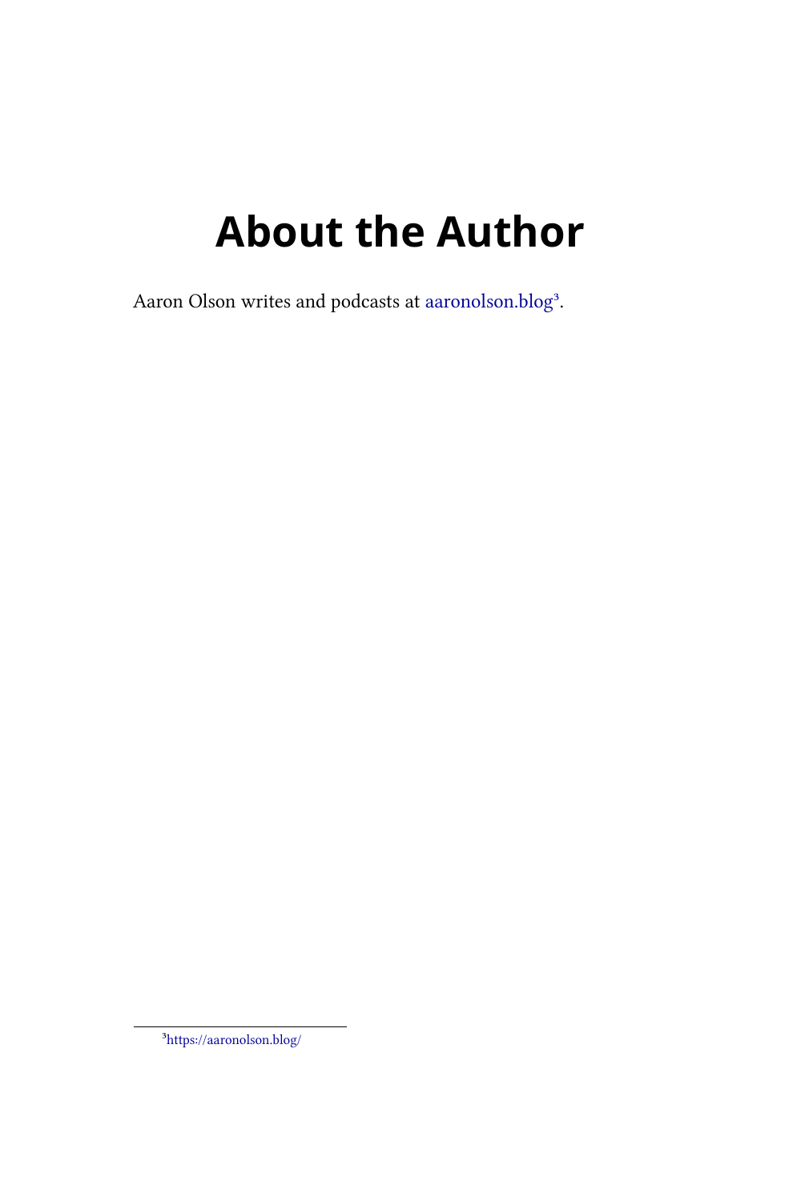# About the Author

Aaron Olson writes and podcasts at aaronolson.blog[3].

[3] https://aaronolson.blog/